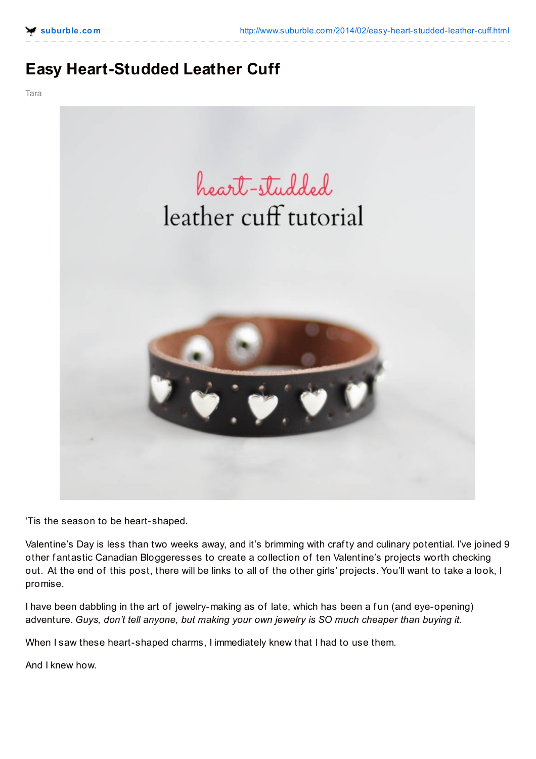# Easy Heart-Studded Leather Cuff

Tara

'Tis the season to be heart-shaped.

Valentine's Day is less than two weeks away, and it's brimming with crafty and culinary potential. I've joined 9 other fantastic Canadian Bloggeresses to create a collection of ten Valentine's projects worth checking out. At the end of this post, there will be links to all of the other girls' projects. You'll want to take a look, I promise.

I have been dabbling in the art of jewelry-making as of late, which has been a fun (and eye-opening) adventure. *Guys, don't tell anyone, but making your own jewelry is SO much cheaper than buying it.*

When I saw these heart-shaped charms, I immediately knew that I had to use them.

And I knew how.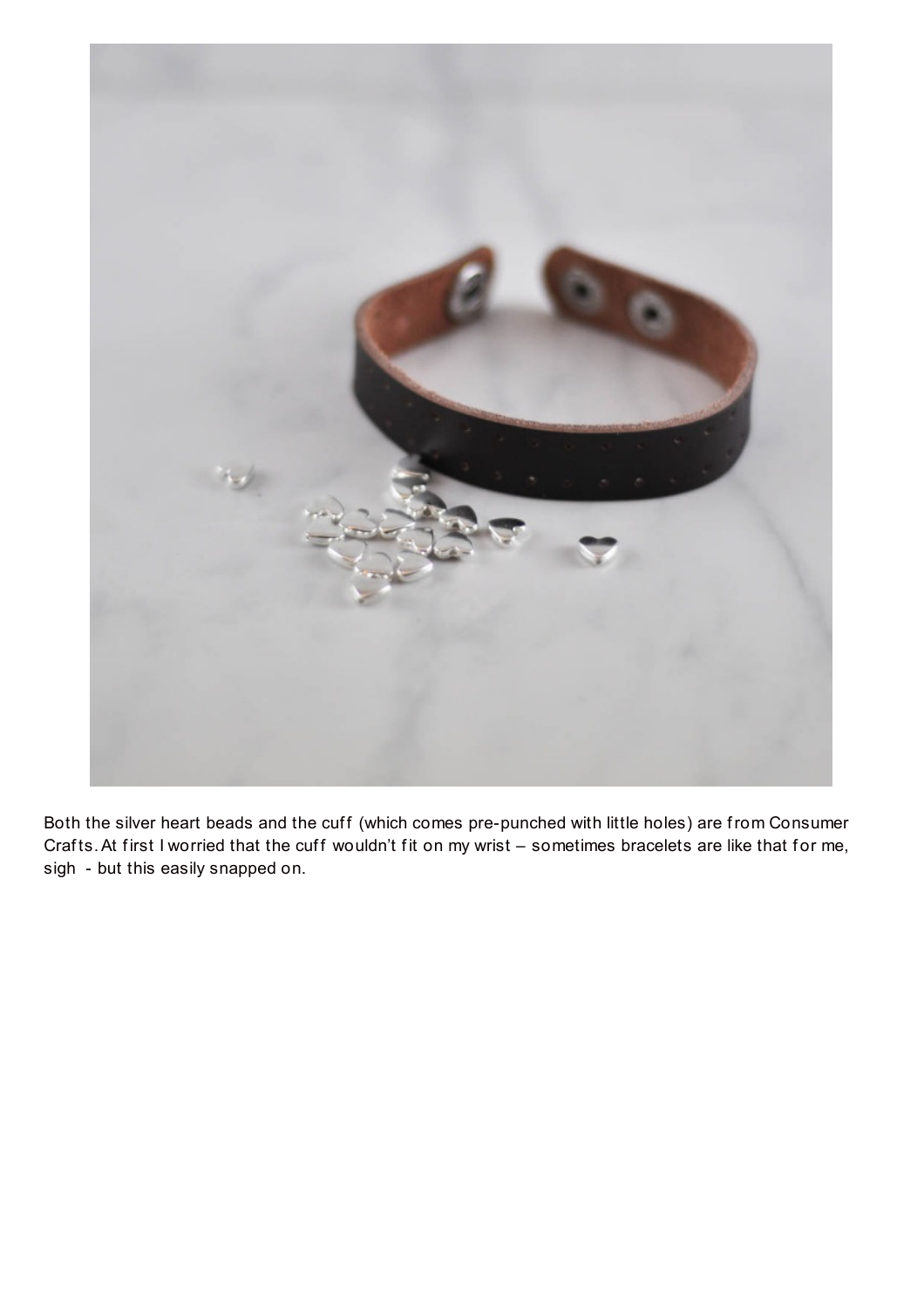Both the silver heart beads and the cuff (which comes pre-punched with little holes) are from Consumer Crafts. At first I worried that the cuff wouldn't fit on my wrist – sometimes bracelets are like that for me, sigh - but this easily snapped on.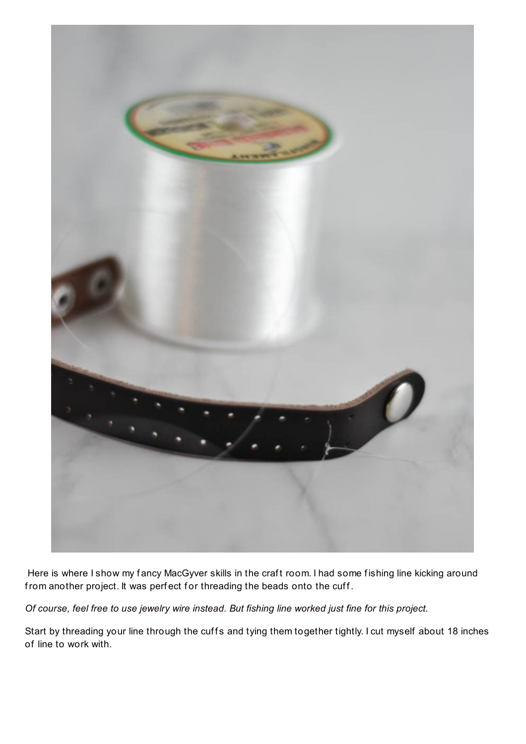Here is where I show my fancy MacGyver skills in the craft room. I had some fishing line kicking around from another project. It was perfect for threading the beads onto the cuff.

*Of course, feel free to use jewelry wire instead. But fishing line worked just fine for this project.*

Start by threading your line through the cuffs and tying them together tightly. I cut myself about 18 inches of line to work with.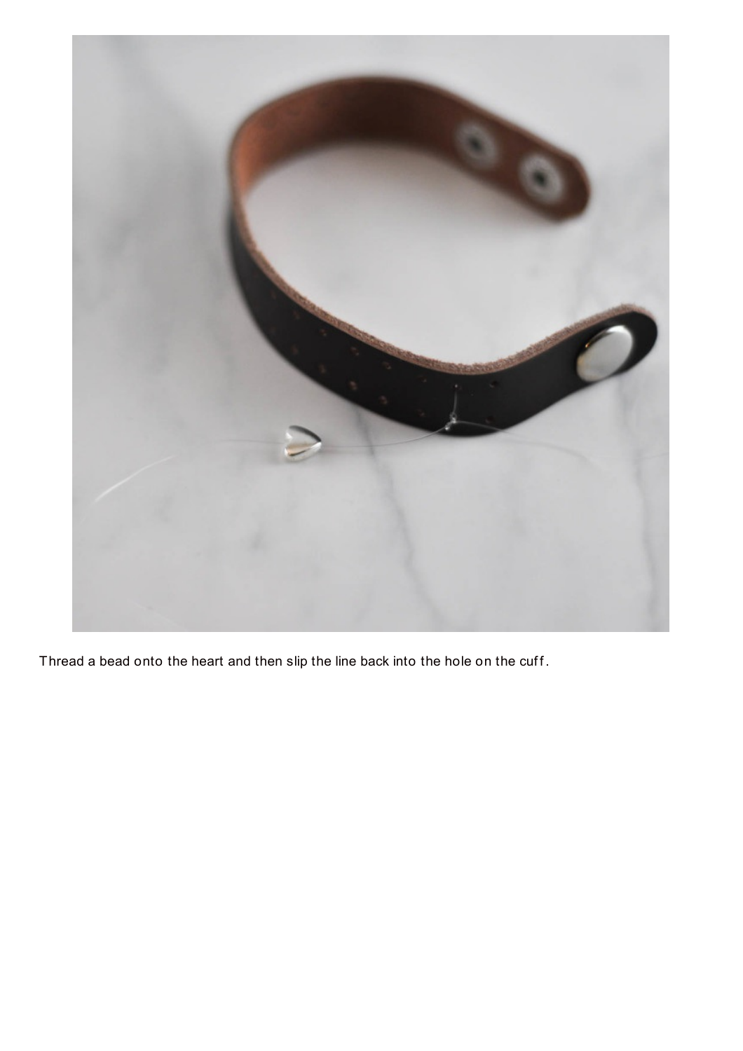Thread a bead onto the heart and then slip the line back into the hole on the cuff.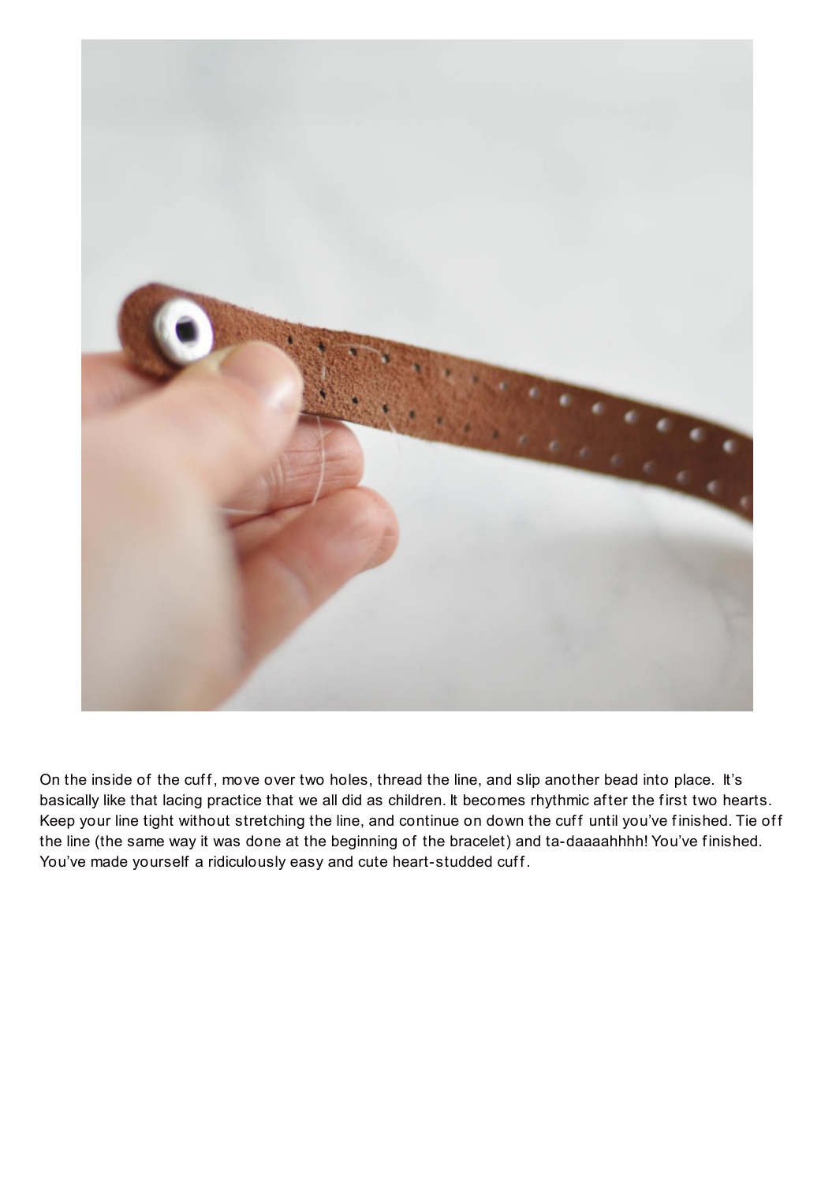On the inside of the cuff, move over two holes, thread the line, and slip another bead into place. It's basically like that lacing practice that we all did as children. It becomes rhythmic after the first two hearts. Keep your line tight without stretching the line, and continue on down the cuff until you've finished. Tie off the line (the same way it was done at the beginning of the bracelet) and ta-daaaahhhh! You've finished. You've made yourself a ridiculously easy and cute heart-studded cuff.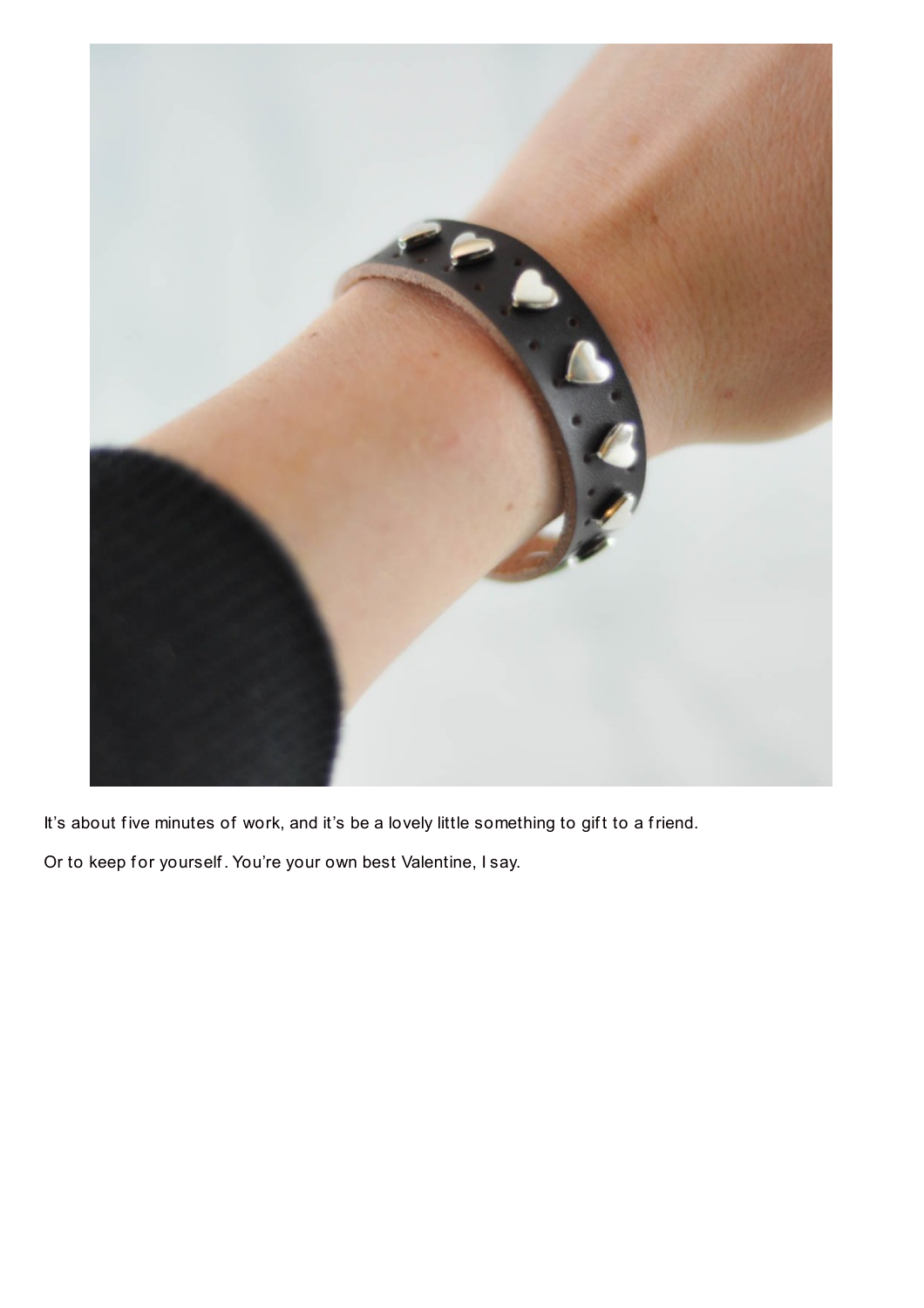It's about five minutes of work, and it's be a lovely little something to gift to a friend.

Or to keep for yourself. You're your own best Valentine, I say.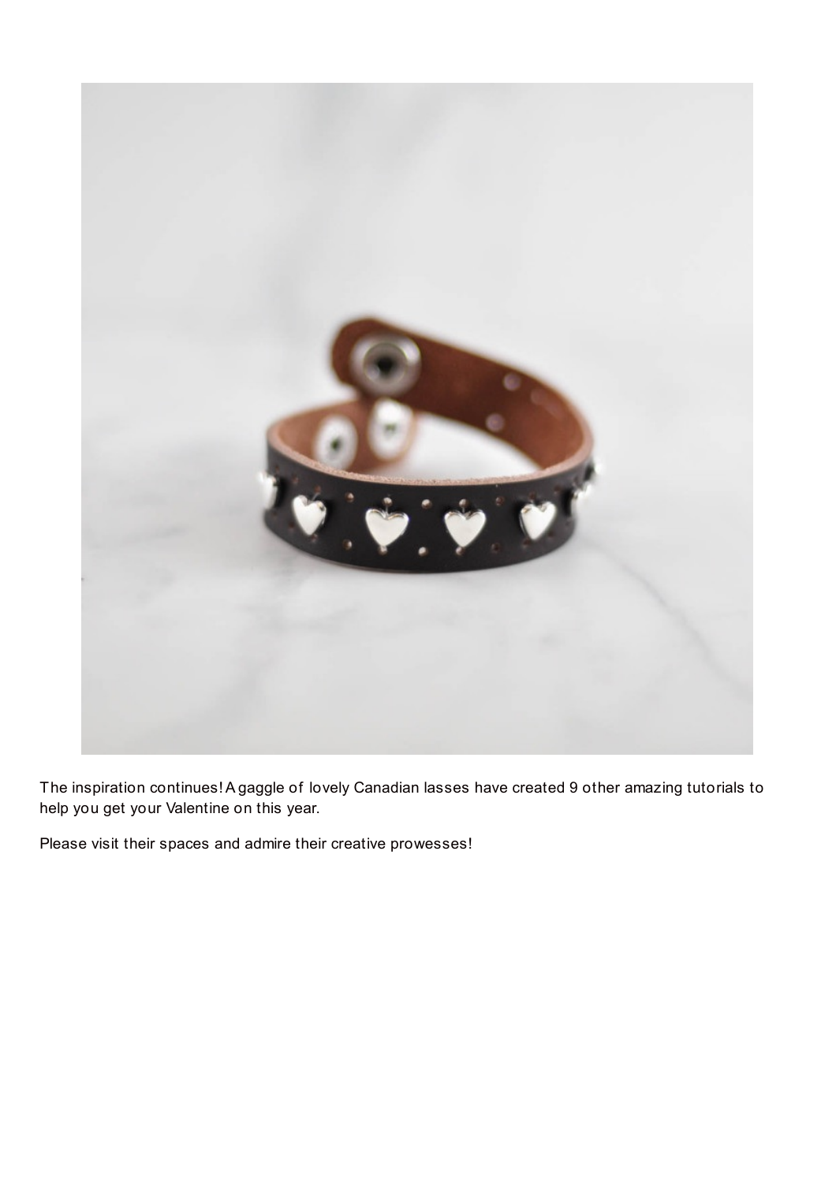The inspiration continues! A gaggle of lovely Canadian lasses have created 9 other amazing tutorials to help you get your Valentine on this year.

Please visit their spaces and admire their creative prowesses!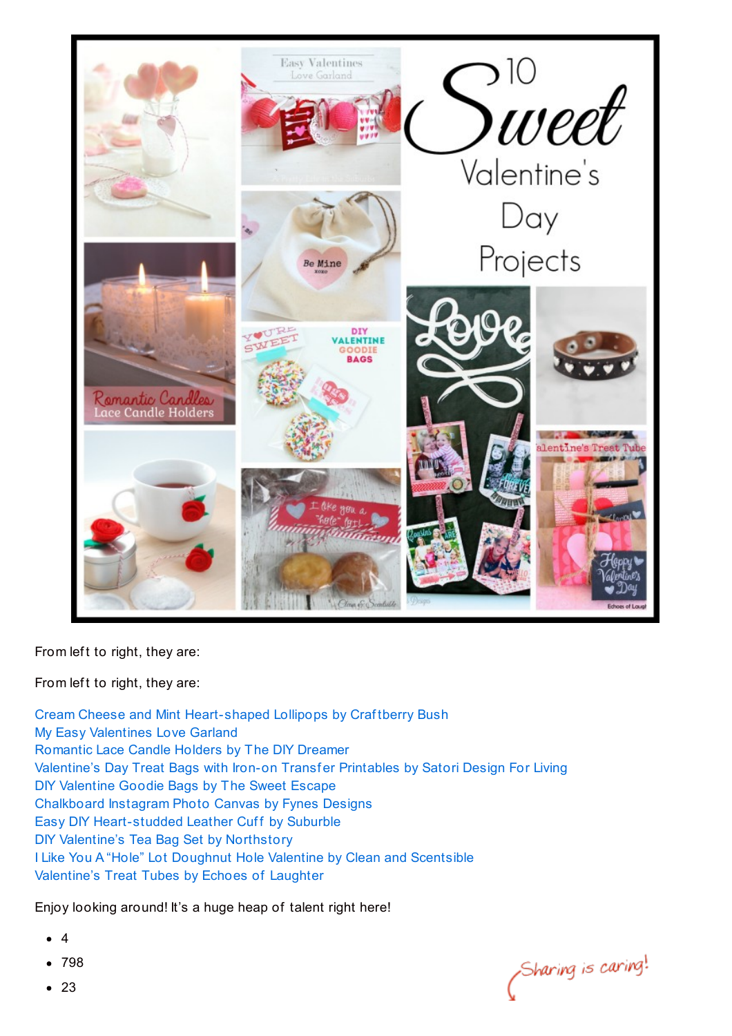From left to right, they are:

From left to right, they are:

Cream Cheese and Mint Heart-shaped Lollipops by Craftberry Bush
My Easy Valentines Love Garland
Romantic Lace Candle Holders by The DIY Dreamer
Valentine's Day Treat Bags with Iron-on Transfer Printables by Satori Design For Living
DIY Valentine Goodie Bags by The Sweet Escape
Chalkboard Instagram Photo Canvas by Fynes Designs
Easy DIY Heart-studded Leather Cuff by Suburble
DIY Valentine's Tea Bag Set by Northstory
I Like You A "Hole" Lot Doughnut Hole Valentine by Clean and Scentsible
Valentine's Treat Tubes by Echoes of Laughter

Enjoy looking around! It's a huge heap of talent right here!

- 4
- 798
- 23

Sharing is caring!